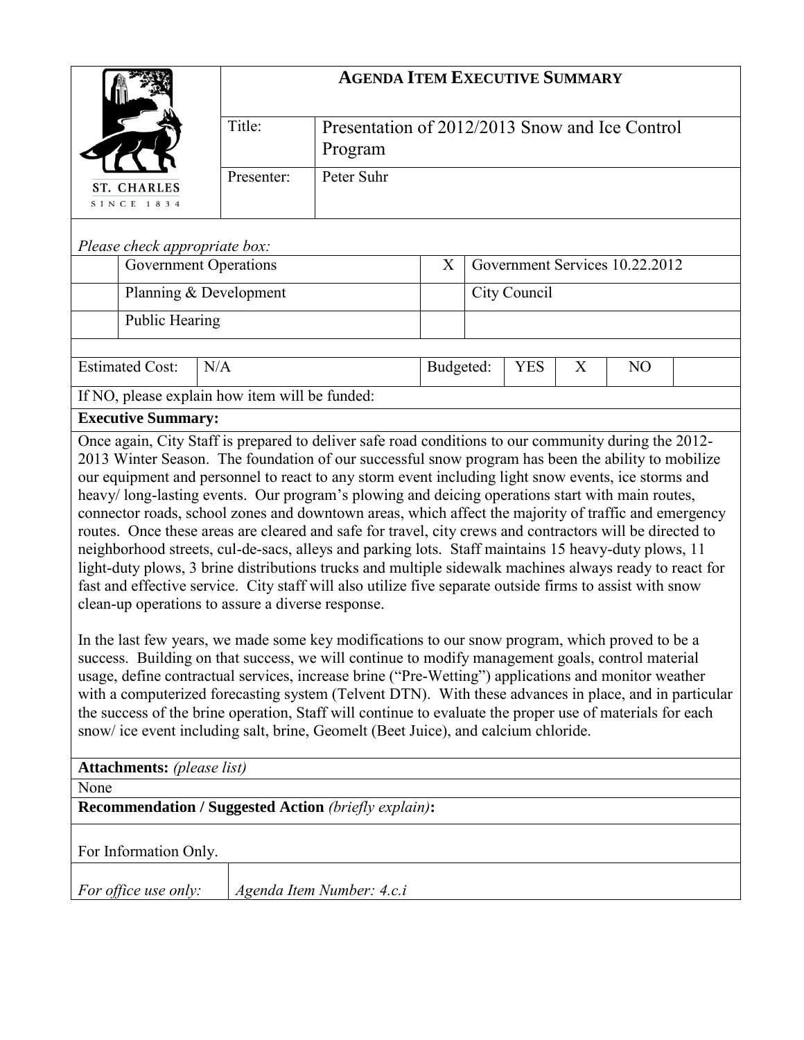# AGENDA ITEM EXECUTIVE SUMMARY

ST. CHARLES
SINCE 1834

| | |
|---|---|
| Title: | Presentation of 2012/2013 Snow and Ice Control Program |
| Presenter: | Peter Suhr |

*Please check appropriate box:*

| | | | |
|---|---|---|---|
| | Government Operations | X | Government Services 10.22.2012 |
| | Planning & Development | | City Council |
| | Public Hearing | | |

| Estimated Cost: | N/A | Budgeted: | YES | X | NO | |
|---|---|---|---|---|---|---|

If NO, please explain how item will be funded:

**Executive Summary:**

Once again, City Staff is prepared to deliver safe road conditions to our community during the 2012-2013 Winter Season. The foundation of our successful snow program has been the ability to mobilize our equipment and personnel to react to any storm event including light snow events, ice storms and heavy/ long-lasting events. Our program's plowing and deicing operations start with main routes, connector roads, school zones and downtown areas, which affect the majority of traffic and emergency routes. Once these areas are cleared and safe for travel, city crews and contractors will be directed to neighborhood streets, cul-de-sacs, alleys and parking lots. Staff maintains 15 heavy-duty plows, 11 light-duty plows, 3 brine distributions trucks and multiple sidewalk machines always ready to react for fast and effective service. City staff will also utilize five separate outside firms to assist with snow clean-up operations to assure a diverse response.

In the last few years, we made some key modifications to our snow program, which proved to be a success. Building on that success, we will continue to modify management goals, control material usage, define contractual services, increase brine ("Pre-Wetting") applications and monitor weather with a computerized forecasting system (Telvent DTN). With these advances in place, and in particular the success of the brine operation, Staff will continue to evaluate the proper use of materials for each snow/ ice event including salt, brine, Geomelt (Beet Juice), and calcium chloride.

**Attachments:** *(please list)*

None

**Recommendation / Suggested Action** *(briefly explain)***:**

For Information Only.

| *For office use only:* | *Agenda Item Number: 4.c.i* |
|---|---|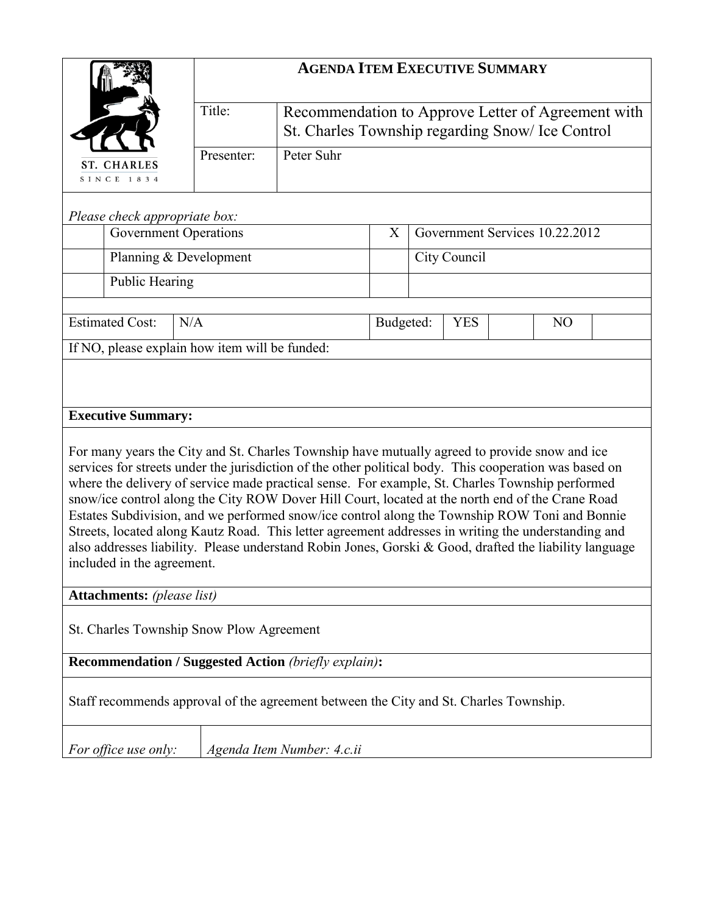ST. CHARLES
SINCE 1834

# AGENDA ITEM EXECUTIVE SUMMARY

| | |
|---|---|
| Title: | Recommendation to Approve Letter of Agreement with St. Charles Township regarding Snow/ Ice Control |
| Presenter: | Peter Suhr |

*Please check appropriate box:*

| | | | |
|---|---|---|---|
| | Government Operations | X | Government Services 10.22.2012 |
| | Planning & Development | | City Council |
| | Public Hearing | | |

| Estimated Cost: | N/A | Budgeted: | YES | | NO | |
|---|---|---|---|---|---|---|

If NO, please explain how item will be funded:

**Executive Summary:**

For many years the City and St. Charles Township have mutually agreed to provide snow and ice services for streets under the jurisdiction of the other political body. This cooperation was based on where the delivery of service made practical sense. For example, St. Charles Township performed snow/ice control along the City ROW Dover Hill Court, located at the north end of the Crane Road Estates Subdivision, and we performed snow/ice control along the Township ROW Toni and Bonnie Streets, located along Kautz Road. This letter agreement addresses in writing the understanding and also addresses liability. Please understand Robin Jones, Gorski & Good, drafted the liability language included in the agreement.

**Attachments:** *(please list)*

St. Charles Township Snow Plow Agreement

**Recommendation / Suggested Action** *(briefly explain)***:**

Staff recommends approval of the agreement between the City and St. Charles Township.

| *For office use only:* | *Agenda Item Number: 4.c.ii* |
|---|---|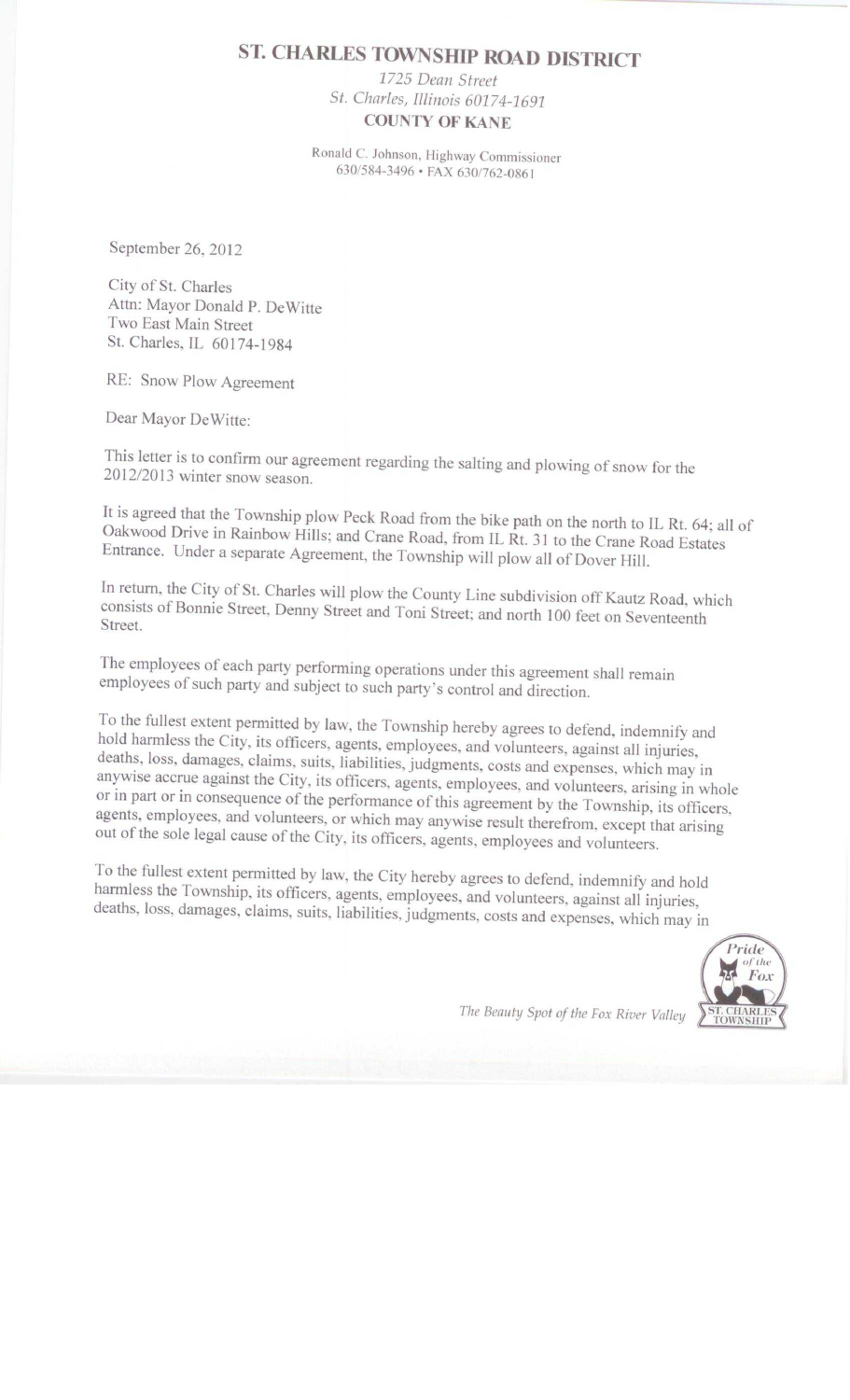# ST. CHARLES TOWNSHIP ROAD DISTRICT

*1725 Dean Street*
*St. Charles, Illinois 60174-1691*
**COUNTY OF KANE**

Ronald C. Johnson, Highway Commissioner
630/584-3496 • FAX 630/762-0861

September 26, 2012

City of St. Charles
Attn: Mayor Donald P. DeWitte
Two East Main Street
St. Charles, IL 60174-1984

RE: Snow Plow Agreement

Dear Mayor DeWitte:

This letter is to confirm our agreement regarding the salting and plowing of snow for the 2012/2013 winter snow season.

It is agreed that the Township plow Peck Road from the bike path on the north to IL Rt. 64; all of Oakwood Drive in Rainbow Hills; and Crane Road, from IL Rt. 31 to the Crane Road Estates Entrance. Under a separate Agreement, the Township will plow all of Dover Hill.

In return, the City of St. Charles will plow the County Line subdivision off Kautz Road, which consists of Bonnie Street, Denny Street and Toni Street; and north 100 feet on Seventeenth Street.

The employees of each party performing operations under this agreement shall remain employees of such party and subject to such party's control and direction.

To the fullest extent permitted by law, the Township hereby agrees to defend, indemnify and hold harmless the City, its officers, agents, employees, and volunteers, against all injuries, deaths, loss, damages, claims, suits, liabilities, judgments, costs and expenses, which may in anywise accrue against the City, its officers, agents, employees, and volunteers, arising in whole or in part or in consequence of the performance of this agreement by the Township, its officers, agents, employees, and volunteers, or which may anywise result therefrom, except that arising out of the sole legal cause of the City, its officers, agents, employees and volunteers.

To the fullest extent permitted by law, the City hereby agrees to defend, indemnify and hold harmless the Township, its officers, agents, employees, and volunteers, against all injuries, deaths, loss, damages, claims, suits, liabilities, judgments, costs and expenses, which may in

*The Beauty Spot of the Fox River Valley*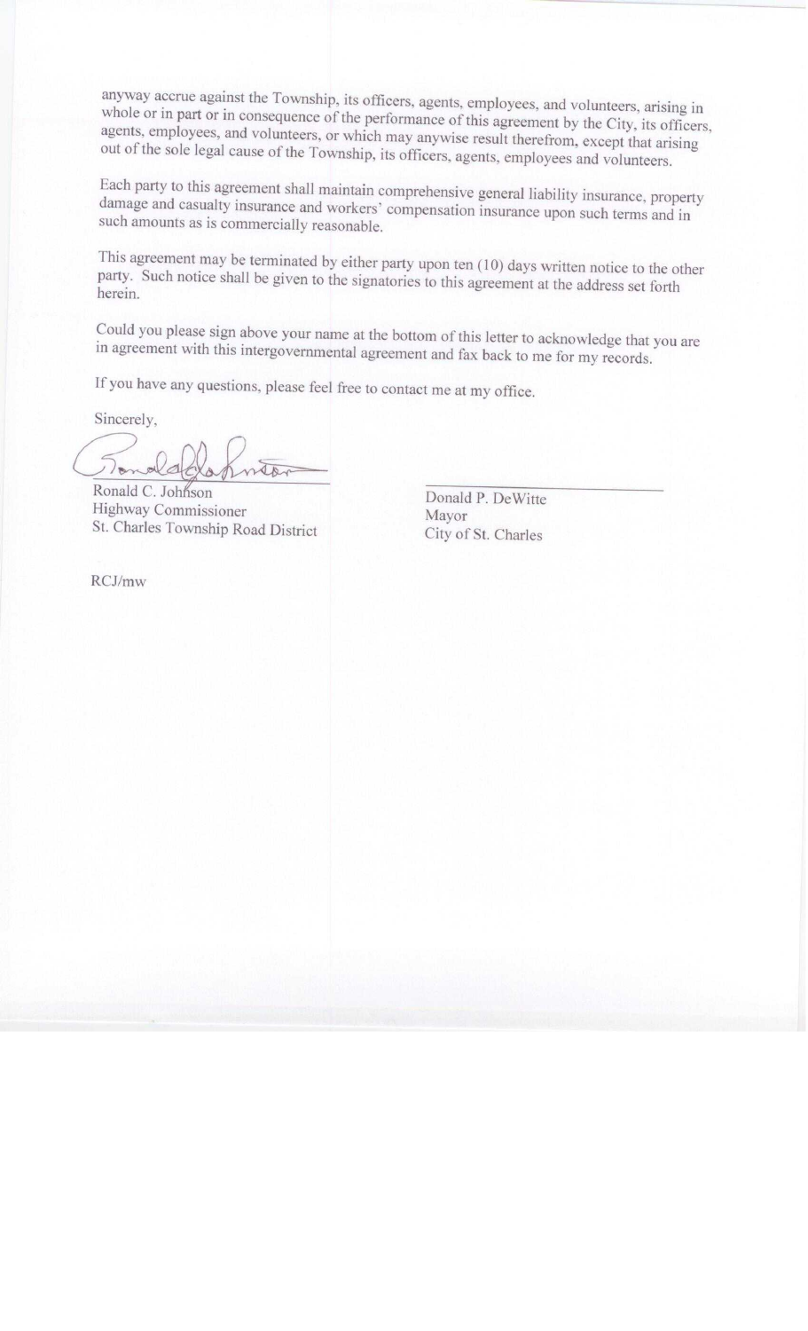anyway accrue against the Township, its officers, agents, employees, and volunteers, arising in whole or in part or in consequence of the performance of this agreement by the City, its officers, agents, employees, and volunteers, or which may anywise result therefrom, except that arising out of the sole legal cause of the Township, its officers, agents, employees and volunteers.

Each party to this agreement shall maintain comprehensive general liability insurance, property damage and casualty insurance and workers' compensation insurance upon such terms and in such amounts as is commercially reasonable.

This agreement may be terminated by either party upon ten (10) days written notice to the other party. Such notice shall be given to the signatories to this agreement at the address set forth herein.

Could you please sign above your name at the bottom of this letter to acknowledge that you are in agreement with this intergovernmental agreement and fax back to me for my records.

If you have any questions, please feel free to contact me at my office.

Sincerely,

Ronald C. Johnson
Highway Commissioner
St. Charles Township Road District

Donald P. DeWitte
Mayor
City of St. Charles

RCJ/mw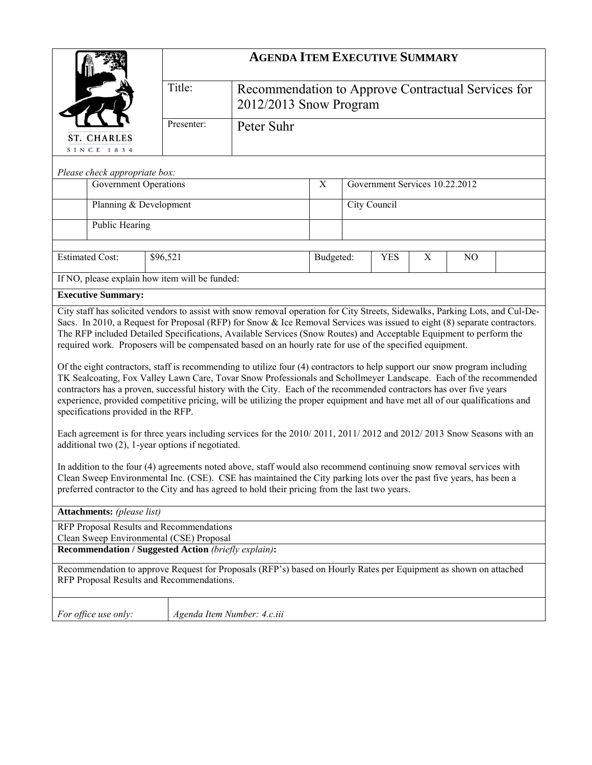ST. CHARLES
SINCE 1834

# AGENDA ITEM EXECUTIVE SUMMARY

| | |
|---|---|
| Title: | Recommendation to Approve Contractual Services for 2012/2013 Snow Program |
| Presenter: | Peter Suhr |

*Please check appropriate box:*

| | | | |
|---|---|---|---|
| | Government Operations | X | Government Services 10.22.2012 |
| | Planning & Development | | City Council |
| | Public Hearing | | |

| Estimated Cost: | $96,521 | Budgeted: | YES | X | NO | |
|---|---|---|---|---|---|---|

If NO, please explain how item will be funded:

**Executive Summary:**

City staff has solicited vendors to assist with snow removal operation for City Streets, Sidewalks, Parking Lots, and Cul-De-Sacs. In 2010, a Request for Proposal (RFP) for Snow & Ice Removal Services was issued to eight (8) separate contractors. The RFP included Detailed Specifications, Available Services (Snow Routes) and Acceptable Equipment to perform the required work. Proposers will be compensated based on an hourly rate for use of the specified equipment.

Of the eight contractors, staff is recommending to utilize four (4) contractors to help support our snow program including TK Sealcoating, Fox Valley Lawn Care, Tovar Snow Professionals and Schollmeyer Landscape. Each of the recommended contractors has a proven, successful history with the City. Each of the recommended contractors has over five years experience, provided competitive pricing, will be utilizing the proper equipment and have met all of our qualifications and specifications provided in the RFP.

Each agreement is for three years including services for the 2010/ 2011, 2011/ 2012 and 2012/ 2013 Snow Seasons with an additional two (2), 1-year options if negotiated.

In addition to the four (4) agreements noted above, staff would also recommend continuing snow removal services with Clean Sweep Environmental Inc. (CSE). CSE has maintained the City parking lots over the past five years, has been a preferred contractor to the City and has agreed to hold their pricing from the last two years.

**Attachments:** *(please list)*

RFP Proposal Results and Recommendations
Clean Sweep Environmental (CSE) Proposal

**Recommendation / Suggested Action** *(briefly explain)***:**

Recommendation to approve Request for Proposals (RFP's) based on Hourly Rates per Equipment as shown on attached RFP Proposal Results and Recommendations.

| *For office use only:* | *Agenda Item Number: 4.c.iii* |
|---|---|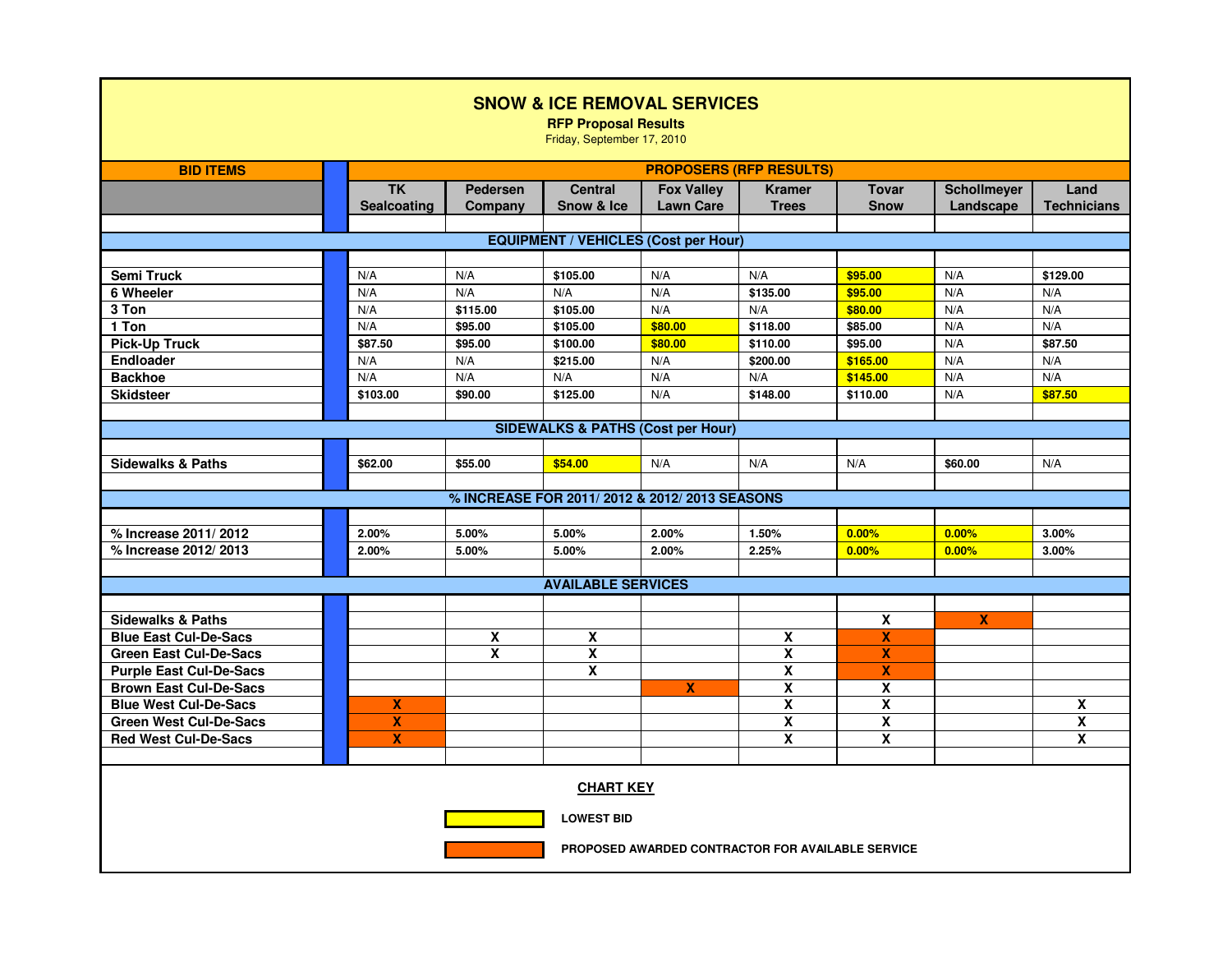# SNOW & ICE REMOVAL SERVICES

**RFP Proposal Results**

Friday, September 17, 2010

| BID ITEMS | PROPOSERS (RFP RESULTS) | | | | | | | |
|---|---|---|---|---|---|---|---|---|
| | TK Sealcoating | Pedersen Company | Central Snow & Ice | Fox Valley Lawn Care | Kramer Trees | Tovar Snow | Schollmeyer Landscape | Land Technicians |
| **EQUIPMENT / VEHICLES (Cost per Hour)** | | | | | | | | |
| Semi Truck | N/A | N/A | $105.00 | N/A | N/A | $95.00 | N/A | $129.00 |
| 6 Wheeler | N/A | N/A | N/A | N/A | $135.00 | $95.00 | N/A | N/A |
| 3 Ton | N/A | $115.00 | $105.00 | N/A | N/A | $80.00 | N/A | N/A |
| 1 Ton | N/A | $95.00 | $105.00 | $80.00 | $118.00 | $85.00 | N/A | N/A |
| Pick-Up Truck | $87.50 | $95.00 | $100.00 | $80.00 | $110.00 | $95.00 | N/A | $87.50 |
| Endloader | N/A | N/A | $215.00 | N/A | $200.00 | $165.00 | N/A | N/A |
| Backhoe | N/A | N/A | N/A | N/A | N/A | $145.00 | N/A | N/A |
| Skidsteer | $103.00 | $90.00 | $125.00 | N/A | $148.00 | $110.00 | N/A | $87.50 |
| **SIDEWALKS & PATHS (Cost per Hour)** | | | | | | | | |
| Sidewalks & Paths | $62.00 | $55.00 | $54.00 | N/A | N/A | N/A | $60.00 | N/A |
| **% INCREASE FOR 2011/ 2012 & 2012/ 2013 SEASONS** | | | | | | | | |
| % Increase 2011/ 2012 | 2.00% | 5.00% | 5.00% | 2.00% | 1.50% | 0.00% | 0.00% | 3.00% |
| % Increase 2012/ 2013 | 2.00% | 5.00% | 5.00% | 2.00% | 2.25% | 0.00% | 0.00% | 3.00% |
| **AVAILABLE SERVICES** | | | | | | | | |
| Sidewalks & Paths | | | | | | X | X | |
| Blue East Cul-De-Sacs | | X | X | | X | X | | |
| Green East Cul-De-Sacs | | X | X | | X | X | | |
| Purple East Cul-De-Sacs | | | X | | X | X | | |
| Brown East Cul-De-Sacs | | | | X | X | X | | |
| Blue West Cul-De-Sacs | X | | | | X | X | | X |
| Green West Cul-De-Sacs | X | | | | X | X | | X |
| Red West Cul-De-Sacs | X | | | | X | X | | X |

**CHART KEY**

- (Yellow) LOWEST BID
- (Orange) PROPOSED AWARDED CONTRACTOR FOR AVAILABLE SERVICE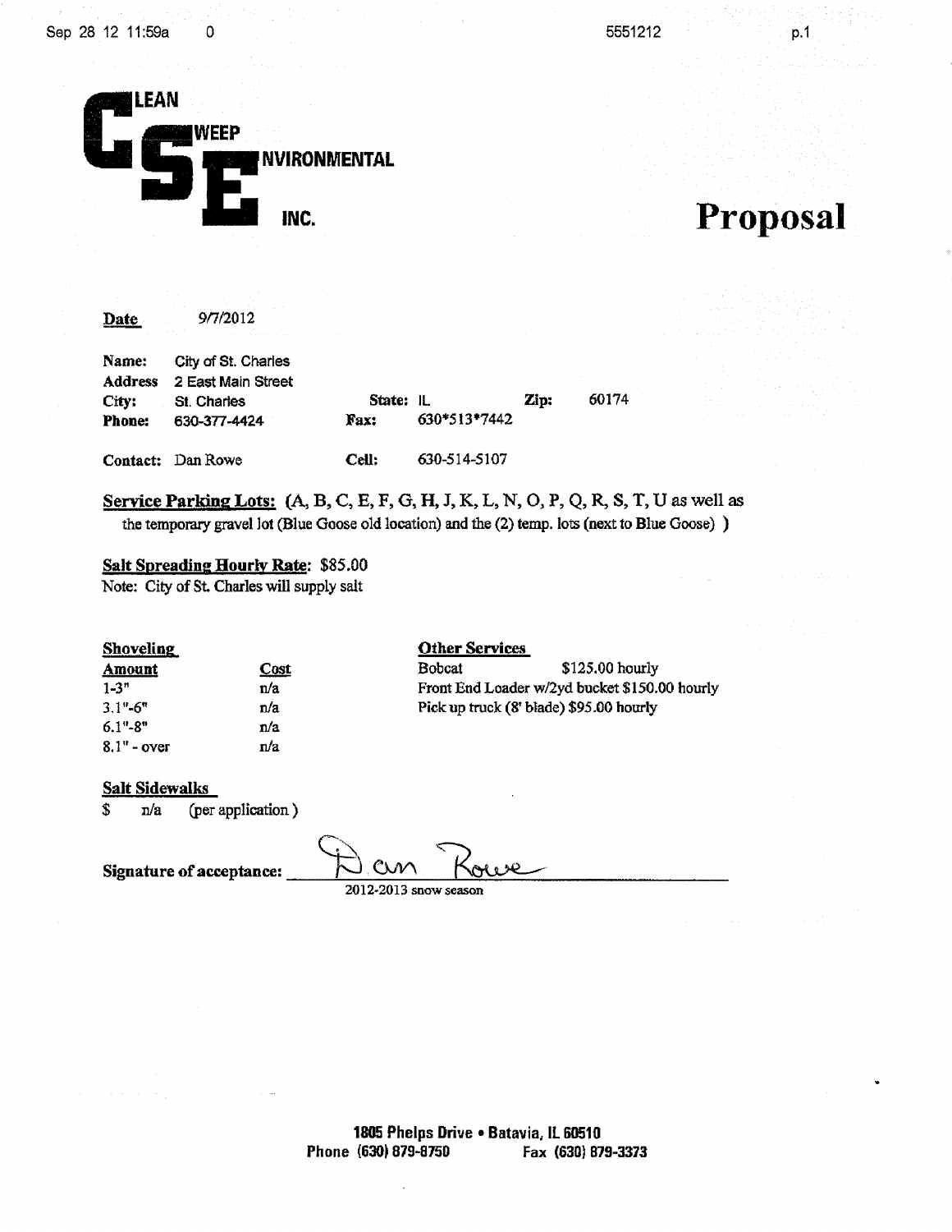**CLEAN SWEEP ENVIRONMENTAL INC.**

# Proposal

**Date** 9/7/2012

| | | | | | |
|---|---|---|---|---|---|
| **Name:** | City of St. Charles | | | | |
| **Address** | 2 East Main Street | | | | |
| **City:** | St. Charles | **State:** | IL | **Zip:** | 60174 |
| **Phone:** | 630-377-4424 | **Fax:** | 630*513*7442 | | |
| **Contact:** | Dan Rowe | **Cell:** | 630-514-5107 | | |

**Service Parking Lots:** (A, B, C, E, F, G, H, J, K, L, N, O, P, Q, R, S, T, U as well as the temporary gravel lot (Blue Goose old location) and the (2) temp. lots (next to Blue Goose) )

**Salt Spreading Hourly Rate:** $85.00
Note: City of St. Charles will supply salt

**Shoveling**

| Amount | Cost |
|---|---|
| 1-3" | n/a |
| 3.1"-6" | n/a |
| 6.1"-8" | n/a |
| 8.1" - over | n/a |

**Other Services**

| | |
|---|---|
| Bobcat | $125.00 hourly |
| Front End Loader w/2yd bucket | $150.00 hourly |
| Pick up truck (8' blade) | $95.00 hourly |

**Salt Sidewalks**
$ n/a (per application)

**Signature of acceptance:** Dan Rowe
2012-2013 snow season

1805 Phelps Drive • Batavia, IL 60510
Phone (630) 879-8750 Fax (630) 879-3373